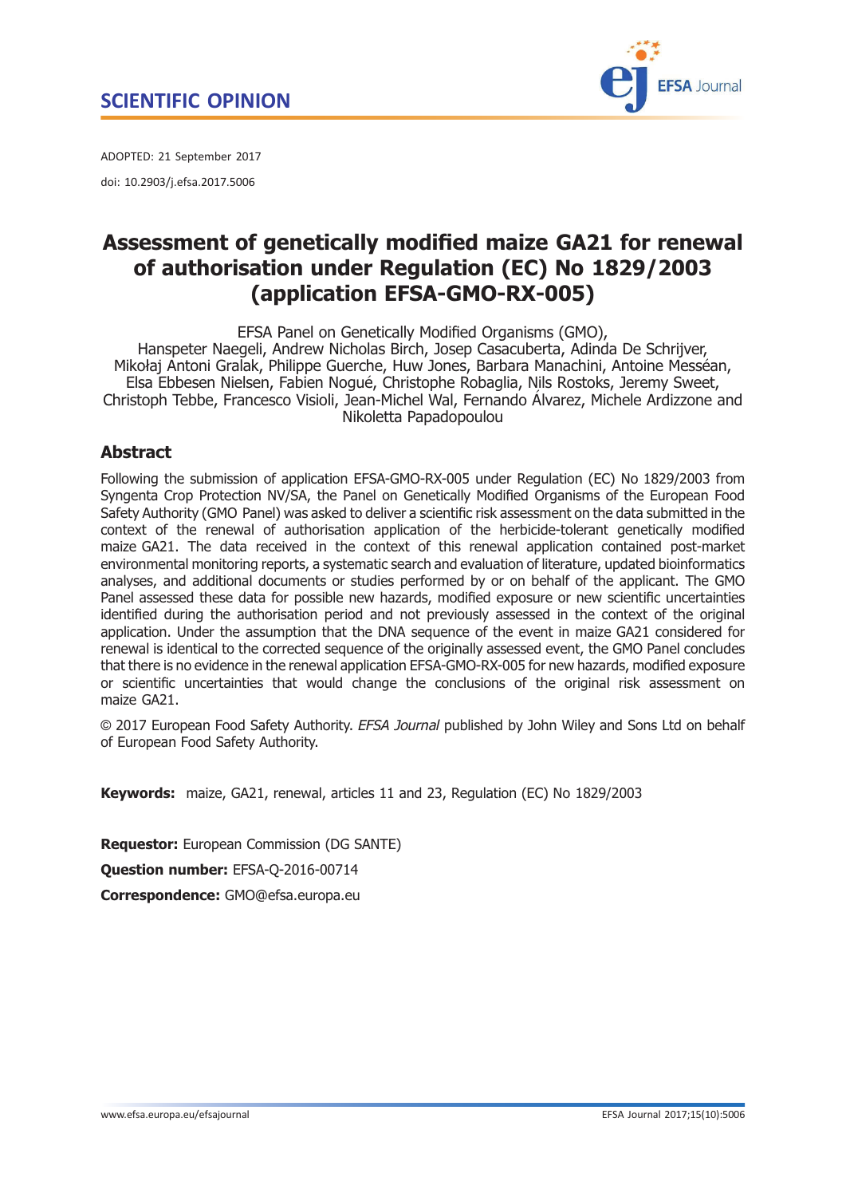SCIENTIFIC OPINION

ADOPTED: 21 September 2017

doi: 10.2903/j.efsa.2017.5006

# Assessment of genetically modified maize GA21 for renewal of authorisation under Regulation (EC) No 1829/2003 (application EFSA-GMO-RX-005)

EFSA Panel on Genetically Modified Organisms (GMO),
Hanspeter Naegeli, Andrew Nicholas Birch, Josep Casacuberta, Adinda De Schrijver, Mikołaj Antoni Gralak, Philippe Guerche, Huw Jones, Barbara Manachini, Antoine Messéan, Elsa Ebbesen Nielsen, Fabien Nogué, Christophe Robaglia, Nils Rostoks, Jeremy Sweet, Christoph Tebbe, Francesco Visioli, Jean-Michel Wal, Fernando Álvarez, Michele Ardizzone and Nikoletta Papadopoulou

## Abstract

Following the submission of application EFSA-GMO-RX-005 under Regulation (EC) No 1829/2003 from Syngenta Crop Protection NV/SA, the Panel on Genetically Modified Organisms of the European Food Safety Authority (GMO Panel) was asked to deliver a scientific risk assessment on the data submitted in the context of the renewal of authorisation application of the herbicide-tolerant genetically modified maize GA21. The data received in the context of this renewal application contained post-market environmental monitoring reports, a systematic search and evaluation of literature, updated bioinformatics analyses, and additional documents or studies performed by or on behalf of the applicant. The GMO Panel assessed these data for possible new hazards, modified exposure or new scientific uncertainties identified during the authorisation period and not previously assessed in the context of the original application. Under the assumption that the DNA sequence of the event in maize GA21 considered for renewal is identical to the corrected sequence of the originally assessed event, the GMO Panel concludes that there is no evidence in the renewal application EFSA-GMO-RX-005 for new hazards, modified exposure or scientific uncertainties that would change the conclusions of the original risk assessment on maize GA21.

© 2017 European Food Safety Authority. *EFSA Journal* published by John Wiley and Sons Ltd on behalf of European Food Safety Authority.

**Keywords:** maize, GA21, renewal, articles 11 and 23, Regulation (EC) No 1829/2003

**Requestor:** European Commission (DG SANTE)

**Question number:** EFSA-Q-2016-00714

**Correspondence:** GMO@efsa.europa.eu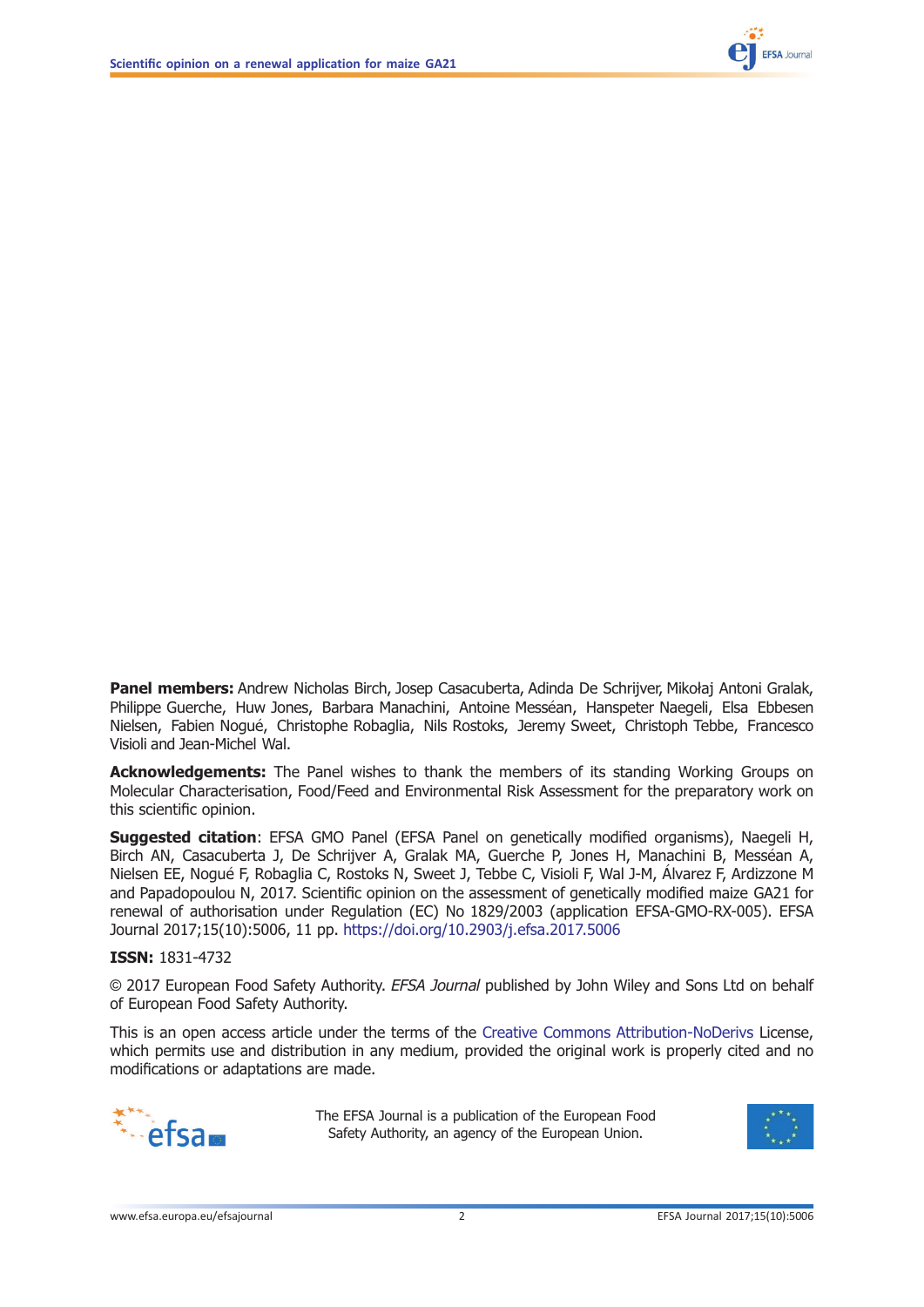**Panel members:** Andrew Nicholas Birch, Josep Casacuberta, Adinda De Schrijver, Mikołaj Antoni Gralak, Philippe Guerche, Huw Jones, Barbara Manachini, Antoine Messéan, Hanspeter Naegeli, Elsa Ebbesen Nielsen, Fabien Nogué, Christophe Robaglia, Nils Rostoks, Jeremy Sweet, Christoph Tebbe, Francesco Visioli and Jean-Michel Wal.

**Acknowledgements:** The Panel wishes to thank the members of its standing Working Groups on Molecular Characterisation, Food/Feed and Environmental Risk Assessment for the preparatory work on this scientific opinion.

**Suggested citation**: EFSA GMO Panel (EFSA Panel on genetically modified organisms), Naegeli H, Birch AN, Casacuberta J, De Schrijver A, Gralak MA, Guerche P, Jones H, Manachini B, Messéan A, Nielsen EE, Nogué F, Robaglia C, Rostoks N, Sweet J, Tebbe C, Visioli F, Wal J-M, Álvarez F, Ardizzone M and Papadopoulou N, 2017. Scientific opinion on the assessment of genetically modified maize GA21 for renewal of authorisation under Regulation (EC) No 1829/2003 (application EFSA-GMO-RX-005). EFSA Journal 2017;15(10):5006, 11 pp. https://doi.org/10.2903/j.efsa.2017.5006

**ISSN:** 1831-4732

© 2017 European Food Safety Authority. *EFSA Journal* published by John Wiley and Sons Ltd on behalf of European Food Safety Authority.

This is an open access article under the terms of the Creative Commons Attribution-NoDerivs License, which permits use and distribution in any medium, provided the original work is properly cited and no modifications or adaptations are made.

The EFSA Journal is a publication of the European Food Safety Authority, an agency of the European Union.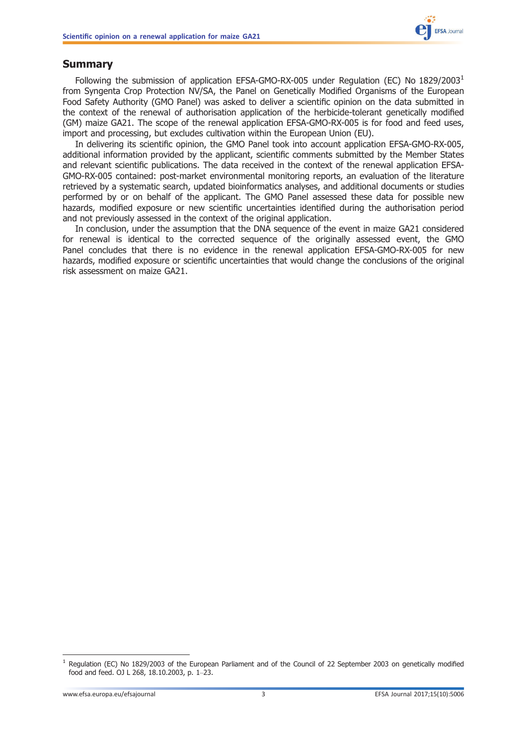## Summary

Following the submission of application EFSA-GMO-RX-005 under Regulation (EC) No 1829/2003[1] from Syngenta Crop Protection NV/SA, the Panel on Genetically Modified Organisms of the European Food Safety Authority (GMO Panel) was asked to deliver a scientific opinion on the data submitted in the context of the renewal of authorisation application of the herbicide-tolerant genetically modified (GM) maize GA21. The scope of the renewal application EFSA-GMO-RX-005 is for food and feed uses, import and processing, but excludes cultivation within the European Union (EU).

In delivering its scientific opinion, the GMO Panel took into account application EFSA-GMO-RX-005, additional information provided by the applicant, scientific comments submitted by the Member States and relevant scientific publications. The data received in the context of the renewal application EFSA-GMO-RX-005 contained: post-market environmental monitoring reports, an evaluation of the literature retrieved by a systematic search, updated bioinformatics analyses, and additional documents or studies performed by or on behalf of the applicant. The GMO Panel assessed these data for possible new hazards, modified exposure or new scientific uncertainties identified during the authorisation period and not previously assessed in the context of the original application.

In conclusion, under the assumption that the DNA sequence of the event in maize GA21 considered for renewal is identical to the corrected sequence of the originally assessed event, the GMO Panel concludes that there is no evidence in the renewal application EFSA-GMO-RX-005 for new hazards, modified exposure or scientific uncertainties that would change the conclusions of the original risk assessment on maize GA21.

---

[1] Regulation (EC) No 1829/2003 of the European Parliament and of the Council of 22 September 2003 on genetically modified food and feed. OJ L 268, 18.10.2003, p. 1–23.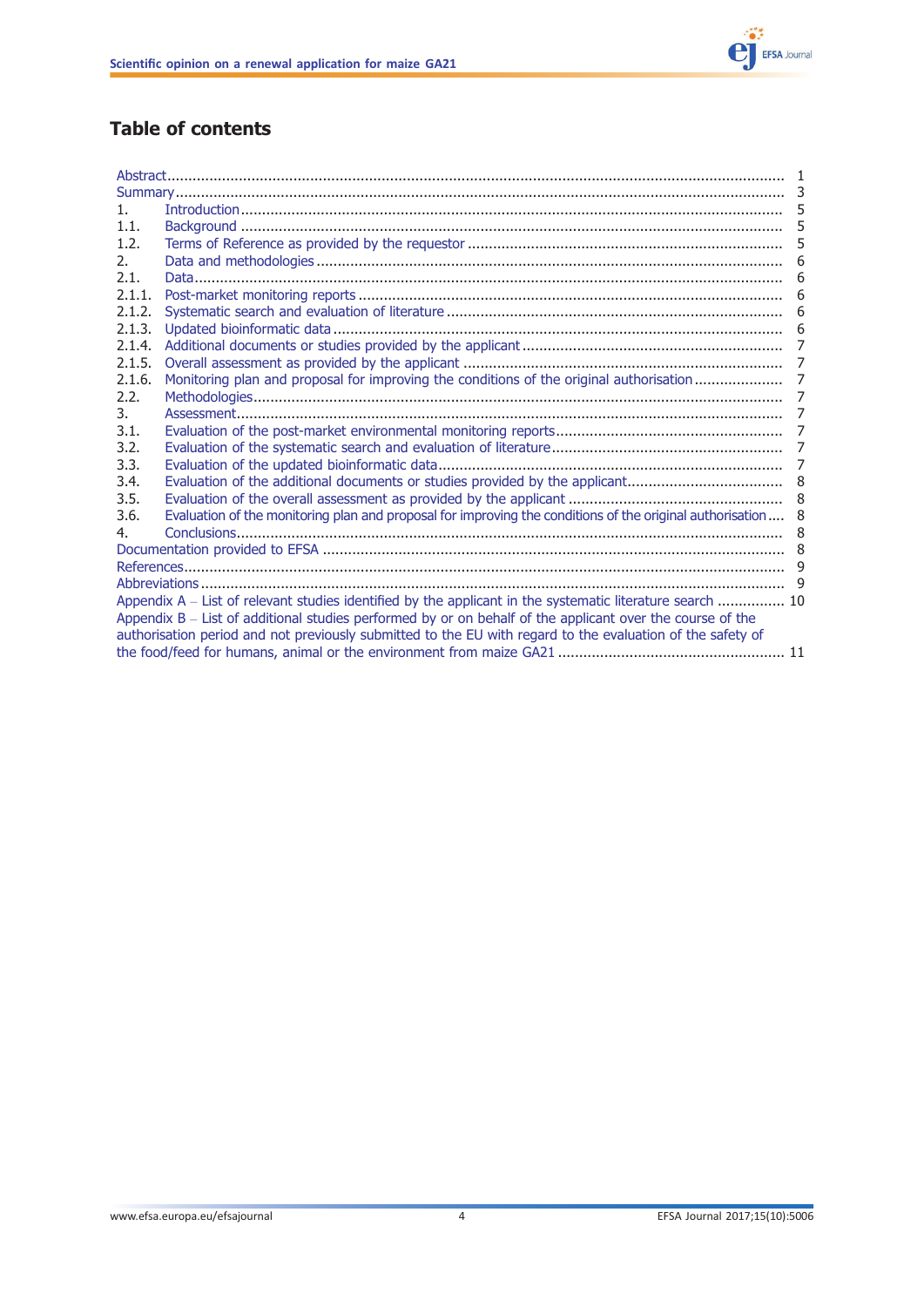## Table of contents

| | | |
|---|---|---|
| Abstract | | 1 |
| Summary | | 3 |
| 1. | Introduction | 5 |
| 1.1. | Background | 5 |
| 1.2. | Terms of Reference as provided by the requestor | 5 |
| 2. | Data and methodologies | 6 |
| 2.1. | Data | 6 |
| 2.1.1. | Post-market monitoring reports | 6 |
| 2.1.2. | Systematic search and evaluation of literature | 6 |
| 2.1.3. | Updated bioinformatic data | 6 |
| 2.1.4. | Additional documents or studies provided by the applicant | 7 |
| 2.1.5. | Overall assessment as provided by the applicant | 7 |
| 2.1.6. | Monitoring plan and proposal for improving the conditions of the original authorisation | 7 |
| 2.2. | Methodologies | 7 |
| 3. | Assessment | 7 |
| 3.1. | Evaluation of the post-market environmental monitoring reports | 7 |
| 3.2. | Evaluation of the systematic search and evaluation of literature | 7 |
| 3.3. | Evaluation of the updated bioinformatic data | 7 |
| 3.4. | Evaluation of the additional documents or studies provided by the applicant | 8 |
| 3.5. | Evaluation of the overall assessment as provided by the applicant | 8 |
| 3.6. | Evaluation of the monitoring plan and proposal for improving the conditions of the original authorisation | 8 |
| 4. | Conclusions | 8 |
| Documentation provided to EFSA | | 8 |
| References | | 9 |
| Abbreviations | | 9 |
| Appendix A – List of relevant studies identified by the applicant in the systematic literature search | | 10 |
| Appendix B – List of additional studies performed by or on behalf of the applicant over the course of the authorisation period and not previously submitted to the EU with regard to the evaluation of the safety of the food/feed for humans, animal or the environment from maize GA21 | | 11 |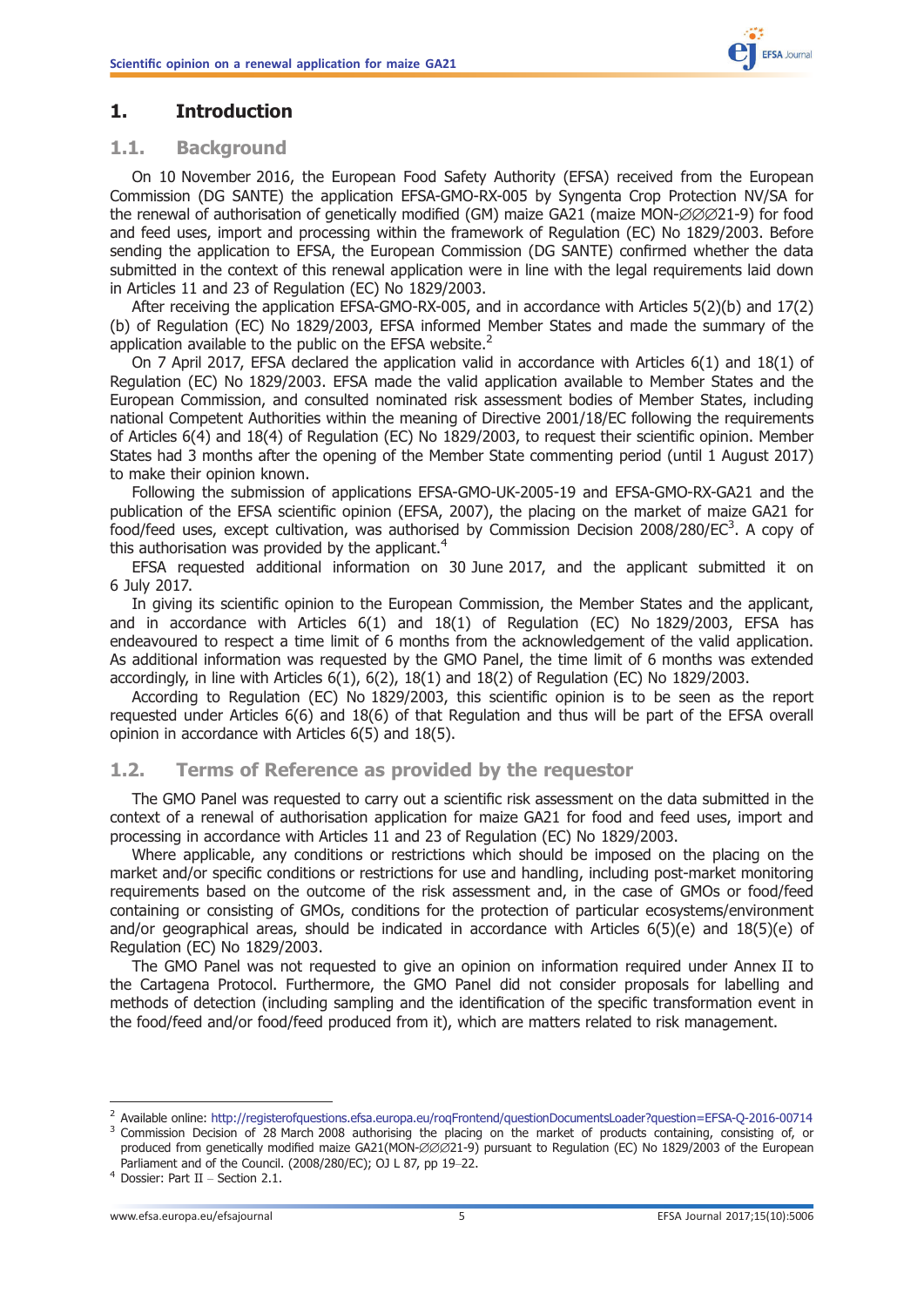# 1. Introduction

## 1.1. Background

On 10 November 2016, the European Food Safety Authority (EFSA) received from the European Commission (DG SANTE) the application EFSA-GMO-RX-005 by Syngenta Crop Protection NV/SA for the renewal of authorisation of genetically modified (GM) maize GA21 (maize MON-ØØØ21-9) for food and feed uses, import and processing within the framework of Regulation (EC) No 1829/2003. Before sending the application to EFSA, the European Commission (DG SANTE) confirmed whether the data submitted in the context of this renewal application were in line with the legal requirements laid down in Articles 11 and 23 of Regulation (EC) No 1829/2003.

After receiving the application EFSA-GMO-RX-005, and in accordance with Articles 5(2)(b) and 17(2)(b) of Regulation (EC) No 1829/2003, EFSA informed Member States and made the summary of the application available to the public on the EFSA website.[2]

On 7 April 2017, EFSA declared the application valid in accordance with Articles 6(1) and 18(1) of Regulation (EC) No 1829/2003. EFSA made the valid application available to Member States and the European Commission, and consulted nominated risk assessment bodies of Member States, including national Competent Authorities within the meaning of Directive 2001/18/EC following the requirements of Articles 6(4) and 18(4) of Regulation (EC) No 1829/2003, to request their scientific opinion. Member States had 3 months after the opening of the Member State commenting period (until 1 August 2017) to make their opinion known.

Following the submission of applications EFSA-GMO-UK-2005-19 and EFSA-GMO-RX-GA21 and the publication of the EFSA scientific opinion (EFSA, 2007), the placing on the market of maize GA21 for food/feed uses, except cultivation, was authorised by Commission Decision 2008/280/EC[3]. A copy of this authorisation was provided by the applicant.[4]

EFSA requested additional information on 30 June 2017, and the applicant submitted it on 6 July 2017.

In giving its scientific opinion to the European Commission, the Member States and the applicant, and in accordance with Articles 6(1) and 18(1) of Regulation (EC) No 1829/2003, EFSA has endeavoured to respect a time limit of 6 months from the acknowledgement of the valid application. As additional information was requested by the GMO Panel, the time limit of 6 months was extended accordingly, in line with Articles 6(1), 6(2), 18(1) and 18(2) of Regulation (EC) No 1829/2003.

According to Regulation (EC) No 1829/2003, this scientific opinion is to be seen as the report requested under Articles 6(6) and 18(6) of that Regulation and thus will be part of the EFSA overall opinion in accordance with Articles 6(5) and 18(5).

## 1.2. Terms of Reference as provided by the requestor

The GMO Panel was requested to carry out a scientific risk assessment on the data submitted in the context of a renewal of authorisation application for maize GA21 for food and feed uses, import and processing in accordance with Articles 11 and 23 of Regulation (EC) No 1829/2003.

Where applicable, any conditions or restrictions which should be imposed on the placing on the market and/or specific conditions or restrictions for use and handling, including post-market monitoring requirements based on the outcome of the risk assessment and, in the case of GMOs or food/feed containing or consisting of GMOs, conditions for the protection of particular ecosystems/environment and/or geographical areas, should be indicated in accordance with Articles 6(5)(e) and 18(5)(e) of Regulation (EC) No 1829/2003.

The GMO Panel was not requested to give an opinion on information required under Annex II to the Cartagena Protocol. Furthermore, the GMO Panel did not consider proposals for labelling and methods of detection (including sampling and the identification of the specific transformation event in the food/feed and/or food/feed produced from it), which are matters related to risk management.

---

[2] Available online: http://registerofquestions.efsa.europa.eu/roqFrontend/questionDocumentsLoader?question=EFSA-Q-2016-00714

[3] Commission Decision of 28 March 2008 authorising the placing on the market of products containing, consisting of, or produced from genetically modified maize GA21(MON-ØØØ21-9) pursuant to Regulation (EC) No 1829/2003 of the European Parliament and of the Council. (2008/280/EC); OJ L 87, pp 19–22.

[4] Dossier: Part II – Section 2.1.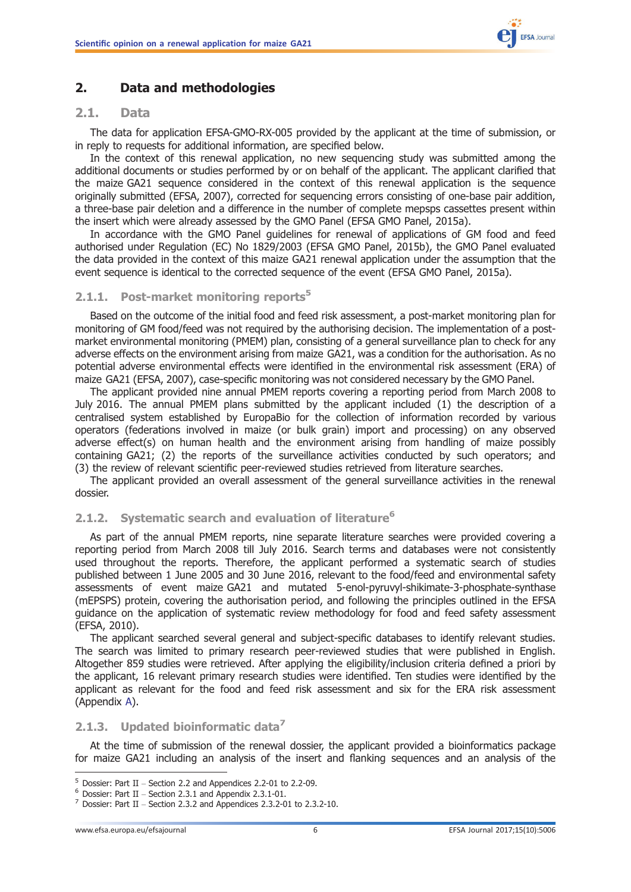## 2. Data and methodologies

### 2.1. Data

The data for application EFSA-GMO-RX-005 provided by the applicant at the time of submission, or in reply to requests for additional information, are specified below.

In the context of this renewal application, no new sequencing study was submitted among the additional documents or studies performed by or on behalf of the applicant. The applicant clarified that the maize GA21 sequence considered in the context of this renewal application is the sequence originally submitted (EFSA, 2007), corrected for sequencing errors consisting of one-base pair addition, a three-base pair deletion and a difference in the number of complete mepsps cassettes present within the insert which were already assessed by the GMO Panel (EFSA GMO Panel, 2015a).

In accordance with the GMO Panel guidelines for renewal of applications of GM food and feed authorised under Regulation (EC) No 1829/2003 (EFSA GMO Panel, 2015b), the GMO Panel evaluated the data provided in the context of this maize GA21 renewal application under the assumption that the event sequence is identical to the corrected sequence of the event (EFSA GMO Panel, 2015a).

#### 2.1.1. Post-market monitoring reports[5]

Based on the outcome of the initial food and feed risk assessment, a post-market monitoring plan for monitoring of GM food/feed was not required by the authorising decision. The implementation of a post-market environmental monitoring (PMEM) plan, consisting of a general surveillance plan to check for any adverse effects on the environment arising from maize GA21, was a condition for the authorisation. As no potential adverse environmental effects were identified in the environmental risk assessment (ERA) of maize GA21 (EFSA, 2007), case-specific monitoring was not considered necessary by the GMO Panel.

The applicant provided nine annual PMEM reports covering a reporting period from March 2008 to July 2016. The annual PMEM plans submitted by the applicant included (1) the description of a centralised system established by EuropaBio for the collection of information recorded by various operators (federations involved in maize (or bulk grain) import and processing) on any observed adverse effect(s) on human health and the environment arising from handling of maize possibly containing GA21; (2) the reports of the surveillance activities conducted by such operators; and (3) the review of relevant scientific peer-reviewed studies retrieved from literature searches.

The applicant provided an overall assessment of the general surveillance activities in the renewal dossier.

#### 2.1.2. Systematic search and evaluation of literature[6]

As part of the annual PMEM reports, nine separate literature searches were provided covering a reporting period from March 2008 till July 2016. Search terms and databases were not consistently used throughout the reports. Therefore, the applicant performed a systematic search of studies published between 1 June 2005 and 30 June 2016, relevant to the food/feed and environmental safety assessments of event maize GA21 and mutated 5-enol-pyruvyl-shikimate-3-phosphate-synthase (mEPSPS) protein, covering the authorisation period, and following the principles outlined in the EFSA guidance on the application of systematic review methodology for food and feed safety assessment (EFSA, 2010).

The applicant searched several general and subject-specific databases to identify relevant studies. The search was limited to primary research peer-reviewed studies that were published in English. Altogether 859 studies were retrieved. After applying the eligibility/inclusion criteria defined a priori by the applicant, 16 relevant primary research studies were identified. Ten studies were identified by the applicant as relevant for the food and feed risk assessment and six for the ERA risk assessment (Appendix A).

#### 2.1.3. Updated bioinformatic data[7]

At the time of submission of the renewal dossier, the applicant provided a bioinformatics package for maize GA21 including an analysis of the insert and flanking sequences and an analysis of the

---

[5] Dossier: Part II – Section 2.2 and Appendices 2.2-01 to 2.2-09.

[6] Dossier: Part II – Section 2.3.1 and Appendix 2.3.1-01.

[7] Dossier: Part II – Section 2.3.2 and Appendices 2.3.2-01 to 2.3.2-10.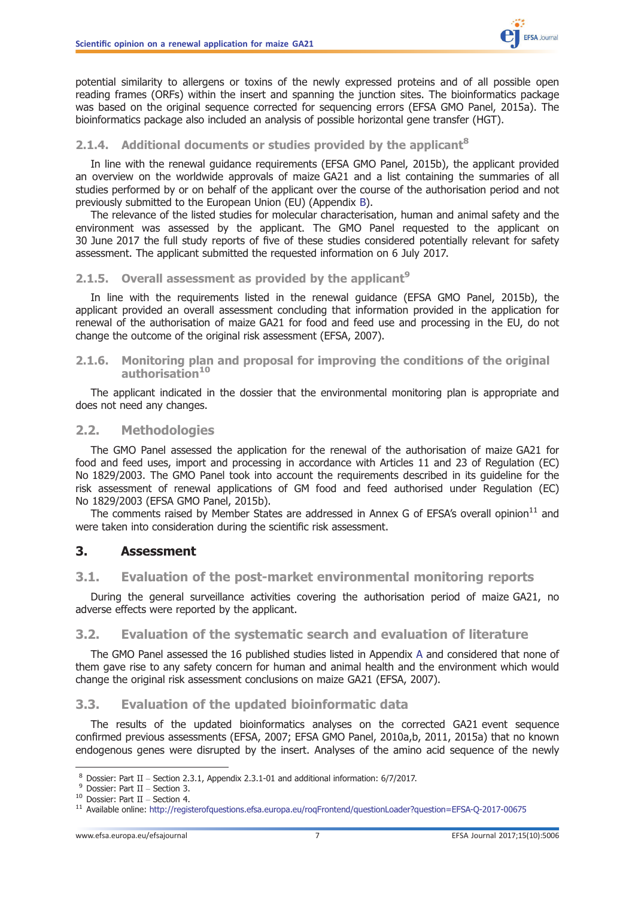potential similarity to allergens or toxins of the newly expressed proteins and of all possible open reading frames (ORFs) within the insert and spanning the junction sites. The bioinformatics package was based on the original sequence corrected for sequencing errors (EFSA GMO Panel, 2015a). The bioinformatics package also included an analysis of possible horizontal gene transfer (HGT).

#### 2.1.4. Additional documents or studies provided by the applicant[8]

In line with the renewal guidance requirements (EFSA GMO Panel, 2015b), the applicant provided an overview on the worldwide approvals of maize GA21 and a list containing the summaries of all studies performed by or on behalf of the applicant over the course of the authorisation period and not previously submitted to the European Union (EU) (Appendix B).

The relevance of the listed studies for molecular characterisation, human and animal safety and the environment was assessed by the applicant. The GMO Panel requested to the applicant on 30 June 2017 the full study reports of five of these studies considered potentially relevant for safety assessment. The applicant submitted the requested information on 6 July 2017.

#### 2.1.5. Overall assessment as provided by the applicant[9]

In line with the requirements listed in the renewal guidance (EFSA GMO Panel, 2015b), the applicant provided an overall assessment concluding that information provided in the application for renewal of the authorisation of maize GA21 for food and feed use and processing in the EU, do not change the outcome of the original risk assessment (EFSA, 2007).

#### 2.1.6. Monitoring plan and proposal for improving the conditions of the original authorisation[10]

The applicant indicated in the dossier that the environmental monitoring plan is appropriate and does not need any changes.

### 2.2. Methodologies

The GMO Panel assessed the application for the renewal of the authorisation of maize GA21 for food and feed uses, import and processing in accordance with Articles 11 and 23 of Regulation (EC) No 1829/2003. The GMO Panel took into account the requirements described in its guideline for the risk assessment of renewal applications of GM food and feed authorised under Regulation (EC) No 1829/2003 (EFSA GMO Panel, 2015b).

The comments raised by Member States are addressed in Annex G of EFSA's overall opinion[11] and were taken into consideration during the scientific risk assessment.

## 3. Assessment

### 3.1. Evaluation of the post-market environmental monitoring reports

During the general surveillance activities covering the authorisation period of maize GA21, no adverse effects were reported by the applicant.

### 3.2. Evaluation of the systematic search and evaluation of literature

The GMO Panel assessed the 16 published studies listed in Appendix A and considered that none of them gave rise to any safety concern for human and animal health and the environment which would change the original risk assessment conclusions on maize GA21 (EFSA, 2007).

### 3.3. Evaluation of the updated bioinformatic data

The results of the updated bioinformatics analyses on the corrected GA21 event sequence confirmed previous assessments (EFSA, 2007; EFSA GMO Panel, 2010a,b, 2011, 2015a) that no known endogenous genes were disrupted by the insert. Analyses of the amino acid sequence of the newly

---

[8] Dossier: Part II – Section 2.3.1, Appendix 2.3.1-01 and additional information: 6/7/2017.

[9] Dossier: Part II – Section 3.

[10] Dossier: Part II – Section 4.

[11] Available online: http://registerofquestions.efsa.europa.eu/roqFrontend/questionLoader?question=EFSA-Q-2017-00675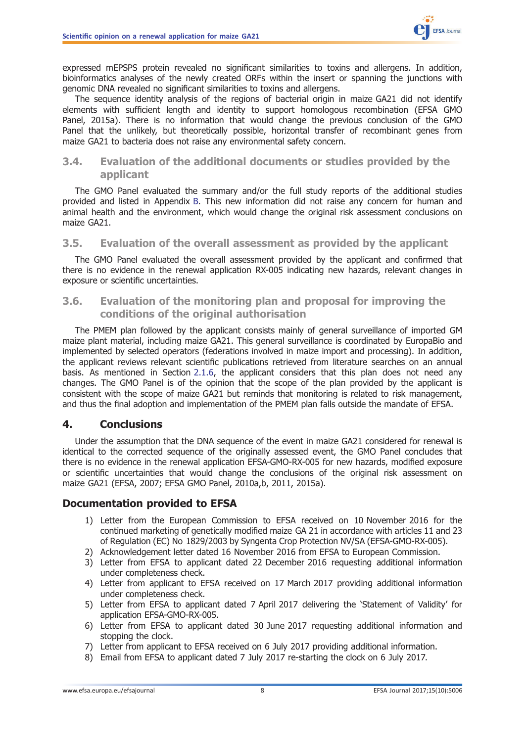expressed mEPSPS protein revealed no significant similarities to toxins and allergens. In addition, bioinformatics analyses of the newly created ORFs within the insert or spanning the junctions with genomic DNA revealed no significant similarities to toxins and allergens.

The sequence identity analysis of the regions of bacterial origin in maize GA21 did not identify elements with sufficient length and identity to support homologous recombination (EFSA GMO Panel, 2015a). There is no information that would change the previous conclusion of the GMO Panel that the unlikely, but theoretically possible, horizontal transfer of recombinant genes from maize GA21 to bacteria does not raise any environmental safety concern.

### 3.4. Evaluation of the additional documents or studies provided by the applicant

The GMO Panel evaluated the summary and/or the full study reports of the additional studies provided and listed in Appendix B. This new information did not raise any concern for human and animal health and the environment, which would change the original risk assessment conclusions on maize GA21.

### 3.5. Evaluation of the overall assessment as provided by the applicant

The GMO Panel evaluated the overall assessment provided by the applicant and confirmed that there is no evidence in the renewal application RX-005 indicating new hazards, relevant changes in exposure or scientific uncertainties.

### 3.6. Evaluation of the monitoring plan and proposal for improving the conditions of the original authorisation

The PMEM plan followed by the applicant consists mainly of general surveillance of imported GM maize plant material, including maize GA21. This general surveillance is coordinated by EuropaBio and implemented by selected operators (federations involved in maize import and processing). In addition, the applicant reviews relevant scientific publications retrieved from literature searches on an annual basis. As mentioned in Section 2.1.6, the applicant considers that this plan does not need any changes. The GMO Panel is of the opinion that the scope of the plan provided by the applicant is consistent with the scope of maize GA21 but reminds that monitoring is related to risk management, and thus the final adoption and implementation of the PMEM plan falls outside the mandate of EFSA.

## 4. Conclusions

Under the assumption that the DNA sequence of the event in maize GA21 considered for renewal is identical to the corrected sequence of the originally assessed event, the GMO Panel concludes that there is no evidence in the renewal application EFSA-GMO-RX-005 for new hazards, modified exposure or scientific uncertainties that would change the conclusions of the original risk assessment on maize GA21 (EFSA, 2007; EFSA GMO Panel, 2010a,b, 2011, 2015a).

## Documentation provided to EFSA

1) Letter from the European Commission to EFSA received on 10 November 2016 for the continued marketing of genetically modified maize GA 21 in accordance with articles 11 and 23 of Regulation (EC) No 1829/2003 by Syngenta Crop Protection NV/SA (EFSA-GMO-RX-005).
2) Acknowledgement letter dated 16 November 2016 from EFSA to European Commission.
3) Letter from EFSA to applicant dated 22 December 2016 requesting additional information under completeness check.
4) Letter from applicant to EFSA received on 17 March 2017 providing additional information under completeness check.
5) Letter from EFSA to applicant dated 7 April 2017 delivering the 'Statement of Validity' for application EFSA-GMO-RX-005.
6) Letter from EFSA to applicant dated 30 June 2017 requesting additional information and stopping the clock.
7) Letter from applicant to EFSA received on 6 July 2017 providing additional information.
8) Email from EFSA to applicant dated 7 July 2017 re-starting the clock on 6 July 2017.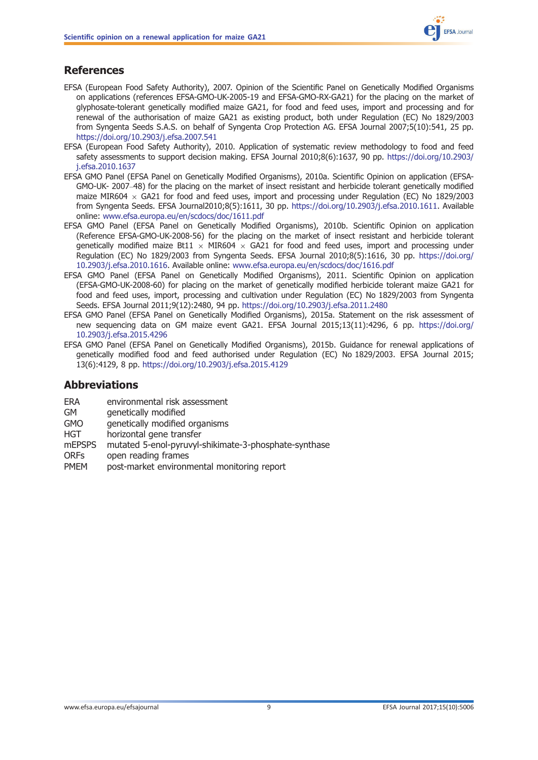## References

EFSA (European Food Safety Authority), 2007. Opinion of the Scientific Panel on Genetically Modified Organisms on applications (references EFSA-GMO-UK-2005-19 and EFSA-GMO-RX-GA21) for the placing on the market of glyphosate-tolerant genetically modified maize GA21, for food and feed uses, import and processing and for renewal of the authorisation of maize GA21 as existing product, both under Regulation (EC) No 1829/2003 from Syngenta Seeds S.A.S. on behalf of Syngenta Crop Protection AG. EFSA Journal 2007;5(10):541, 25 pp. https://doi.org/10.2903/j.efsa.2007.541

EFSA (European Food Safety Authority), 2010. Application of systematic review methodology to food and feed safety assessments to support decision making. EFSA Journal 2010;8(6):1637, 90 pp. https://doi.org/10.2903/j.efsa.2010.1637

EFSA GMO Panel (EFSA Panel on Genetically Modified Organisms), 2010a. Scientific Opinion on application (EFSA-GMO-UK- 2007–48) for the placing on the market of insect resistant and herbicide tolerant genetically modified maize MIR604 × GA21 for food and feed uses, import and processing under Regulation (EC) No 1829/2003 from Syngenta Seeds. EFSA Journal2010;8(5):1611, 30 pp. https://doi.org/10.2903/j.efsa.2010.1611. Available online: www.efsa.europa.eu/en/scdocs/doc/1611.pdf

EFSA GMO Panel (EFSA Panel on Genetically Modified Organisms), 2010b. Scientific Opinion on application (Reference EFSA-GMO-UK-2008-56) for the placing on the market of insect resistant and herbicide tolerant genetically modified maize Bt11 × MIR604 × GA21 for food and feed uses, import and processing under Regulation (EC) No 1829/2003 from Syngenta Seeds. EFSA Journal 2010;8(5):1616, 30 pp. https://doi.org/10.2903/j.efsa.2010.1616. Available online: www.efsa.europa.eu/en/scdocs/doc/1616.pdf

EFSA GMO Panel (EFSA Panel on Genetically Modified Organisms), 2011. Scientific Opinion on application (EFSA-GMO-UK-2008-60) for placing on the market of genetically modified herbicide tolerant maize GA21 for food and feed uses, import, processing and cultivation under Regulation (EC) No 1829/2003 from Syngenta Seeds. EFSA Journal 2011;9(12):2480, 94 pp. https://doi.org/10.2903/j.efsa.2011.2480

EFSA GMO Panel (EFSA Panel on Genetically Modified Organisms), 2015a. Statement on the risk assessment of new sequencing data on GM maize event GA21. EFSA Journal 2015;13(11):4296, 6 pp. https://doi.org/10.2903/j.efsa.2015.4296

EFSA GMO Panel (EFSA Panel on Genetically Modified Organisms), 2015b. Guidance for renewal applications of genetically modified food and feed authorised under Regulation (EC) No 1829/2003. EFSA Journal 2015;13(6):4129, 8 pp. https://doi.org/10.2903/j.efsa.2015.4129

## Abbreviations

| | |
|---|---|
| ERA | environmental risk assessment |
| GM | genetically modified |
| GMO | genetically modified organisms |
| HGT | horizontal gene transfer |
| mEPSPS | mutated 5-enol-pyruvyl-shikimate-3-phosphate-synthase |
| ORFs | open reading frames |
| PMEM | post-market environmental monitoring report |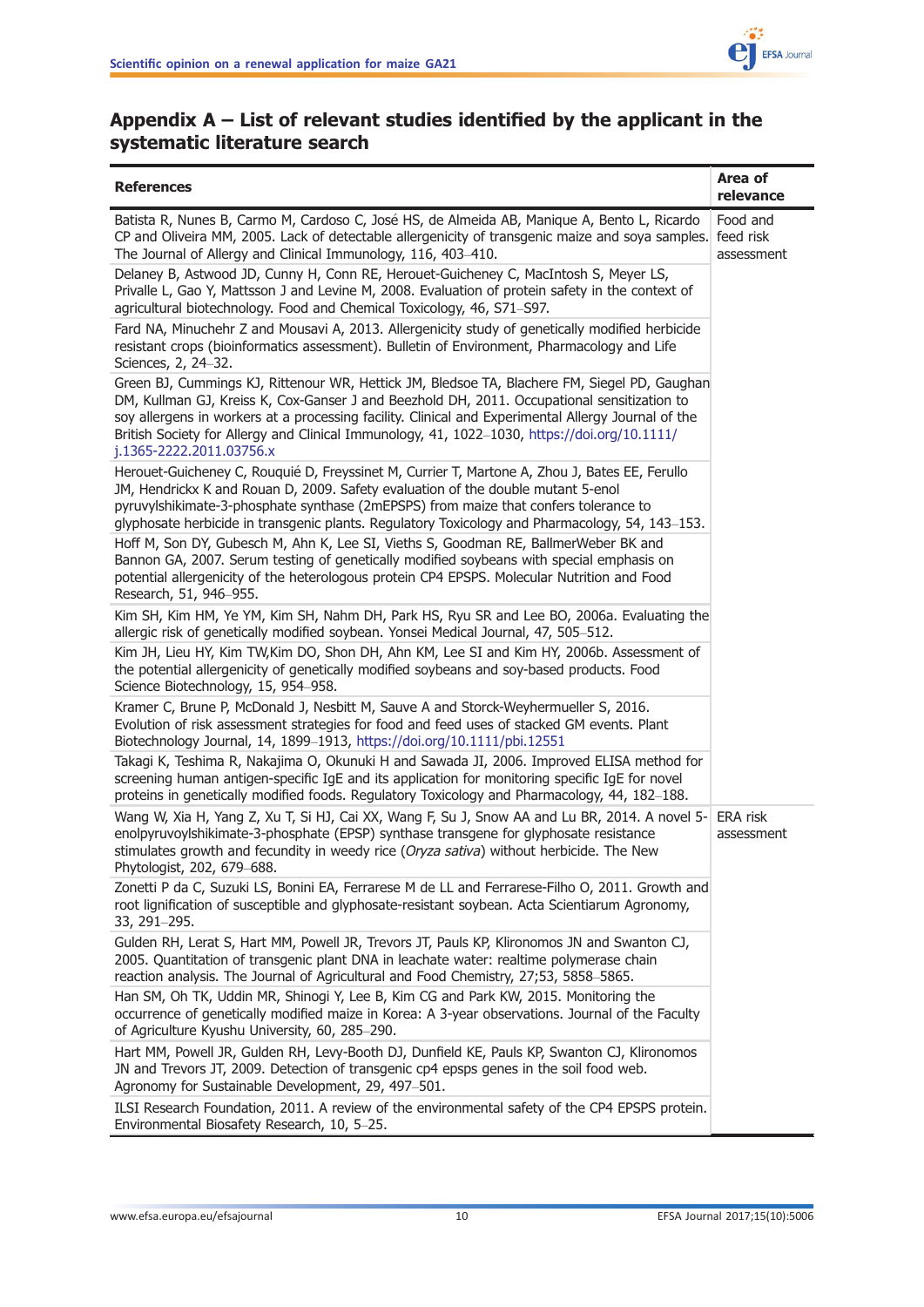## Appendix A – List of relevant studies identified by the applicant in the systematic literature search

| References | Area of relevance |
|---|---|
| Batista R, Nunes B, Carmo M, Cardoso C, José HS, de Almeida AB, Manique A, Bento L, Ricardo CP and Oliveira MM, 2005. Lack of detectable allergenicity of transgenic maize and soya samples. The Journal of Allergy and Clinical Immunology, 116, 403–410. | Food and feed risk assessment |
| Delaney B, Astwood JD, Cunny H, Conn RE, Herouet-Guicheney C, MacIntosh S, Meyer LS, Privalle L, Gao Y, Mattsson J and Levine M, 2008. Evaluation of protein safety in the context of agricultural biotechnology. Food and Chemical Toxicology, 46, S71–S97. | |
| Fard NA, Minuchehr Z and Mousavi A, 2013. Allergenicity study of genetically modified herbicide resistant crops (bioinformatics assessment). Bulletin of Environment, Pharmacology and Life Sciences, 2, 24–32. | |
| Green BJ, Cummings KJ, Rittenour WR, Hettick JM, Bledsoe TA, Blachere FM, Siegel PD, Gaughan DM, Kullman GJ, Kreiss K, Cox-Ganser J and Beezhold DH, 2011. Occupational sensitization to soy allergens in workers at a processing facility. Clinical and Experimental Allergy Journal of the British Society for Allergy and Clinical Immunology, 41, 1022–1030, https://doi.org/10.1111/j.1365-2222.2011.03756.x | |
| Herouet-Guicheney C, Rouquié D, Freyssinet M, Currier T, Martone A, Zhou J, Bates EE, Ferullo JM, Hendrickx K and Rouan D, 2009. Safety evaluation of the double mutant 5-enol pyruvylshikimate-3-phosphate synthase (2mEPSPS) from maize that confers tolerance to glyphosate herbicide in transgenic plants. Regulatory Toxicology and Pharmacology, 54, 143–153. | |
| Hoff M, Son DY, Gubesch M, Ahn K, Lee SI, Vieths S, Goodman RE, BallmerWeber BK and Bannon GA, 2007. Serum testing of genetically modified soybeans with special emphasis on potential allergenicity of the heterologous protein CP4 EPSPS. Molecular Nutrition and Food Research, 51, 946–955. | |
| Kim SH, Kim HM, Ye YM, Kim SH, Nahm DH, Park HS, Ryu SR and Lee BO, 2006a. Evaluating the allergic risk of genetically modified soybean. Yonsei Medical Journal, 47, 505–512. | |
| Kim JH, Lieu HY, Kim TW,Kim DO, Shon DH, Ahn KM, Lee SI and Kim HY, 2006b. Assessment of the potential allergenicity of genetically modified soybeans and soy-based products. Food Science Biotechnology, 15, 954–958. | |
| Kramer C, Brune P, McDonald J, Nesbitt M, Sauve A and Storck-Weyhermueller S, 2016. Evolution of risk assessment strategies for food and feed uses of stacked GM events. Plant Biotechnology Journal, 14, 1899–1913, https://doi.org/10.1111/pbi.12551 | |
| Takagi K, Teshima R, Nakajima O, Okunuki H and Sawada JI, 2006. Improved ELISA method for screening human antigen-specific IgE and its application for monitoring specific IgE for novel proteins in genetically modified foods. Regulatory Toxicology and Pharmacology, 44, 182–188. | |
| Wang W, Xia H, Yang Z, Xu T, Si HJ, Cai XX, Wang F, Su J, Snow AA and Lu BR, 2014. A novel 5-enolpyruvoylshikimate-3-phosphate (EPSP) synthase transgene for glyphosate resistance stimulates growth and fecundity in weedy rice (*Oryza sativa*) without herbicide. The New Phytologist, 202, 679–688. | ERA risk assessment |
| Zonetti P da C, Suzuki LS, Bonini EA, Ferrarese M de LL and Ferrarese-Filho O, 2011. Growth and root lignification of susceptible and glyphosate-resistant soybean. Acta Scientiarum Agronomy, 33, 291–295. | |
| Gulden RH, Lerat S, Hart MM, Powell JR, Trevors JT, Pauls KP, Klironomos JN and Swanton CJ, 2005. Quantitation of transgenic plant DNA in leachate water: realtime polymerase chain reaction analysis. The Journal of Agricultural and Food Chemistry, 27;53, 5858–5865. | |
| Han SM, Oh TK, Uddin MR, Shinogi Y, Lee B, Kim CG and Park KW, 2015. Monitoring the occurrence of genetically modified maize in Korea: A 3-year observations. Journal of the Faculty of Agriculture Kyushu University, 60, 285–290. | |
| Hart MM, Powell JR, Gulden RH, Levy-Booth DJ, Dunfield KE, Pauls KP, Swanton CJ, Klironomos JN and Trevors JT, 2009. Detection of transgenic cp4 epsps genes in the soil food web. Agronomy for Sustainable Development, 29, 497–501. | |
| ILSI Research Foundation, 2011. A review of the environmental safety of the CP4 EPSPS protein. Environmental Biosafety Research, 10, 5–25. | |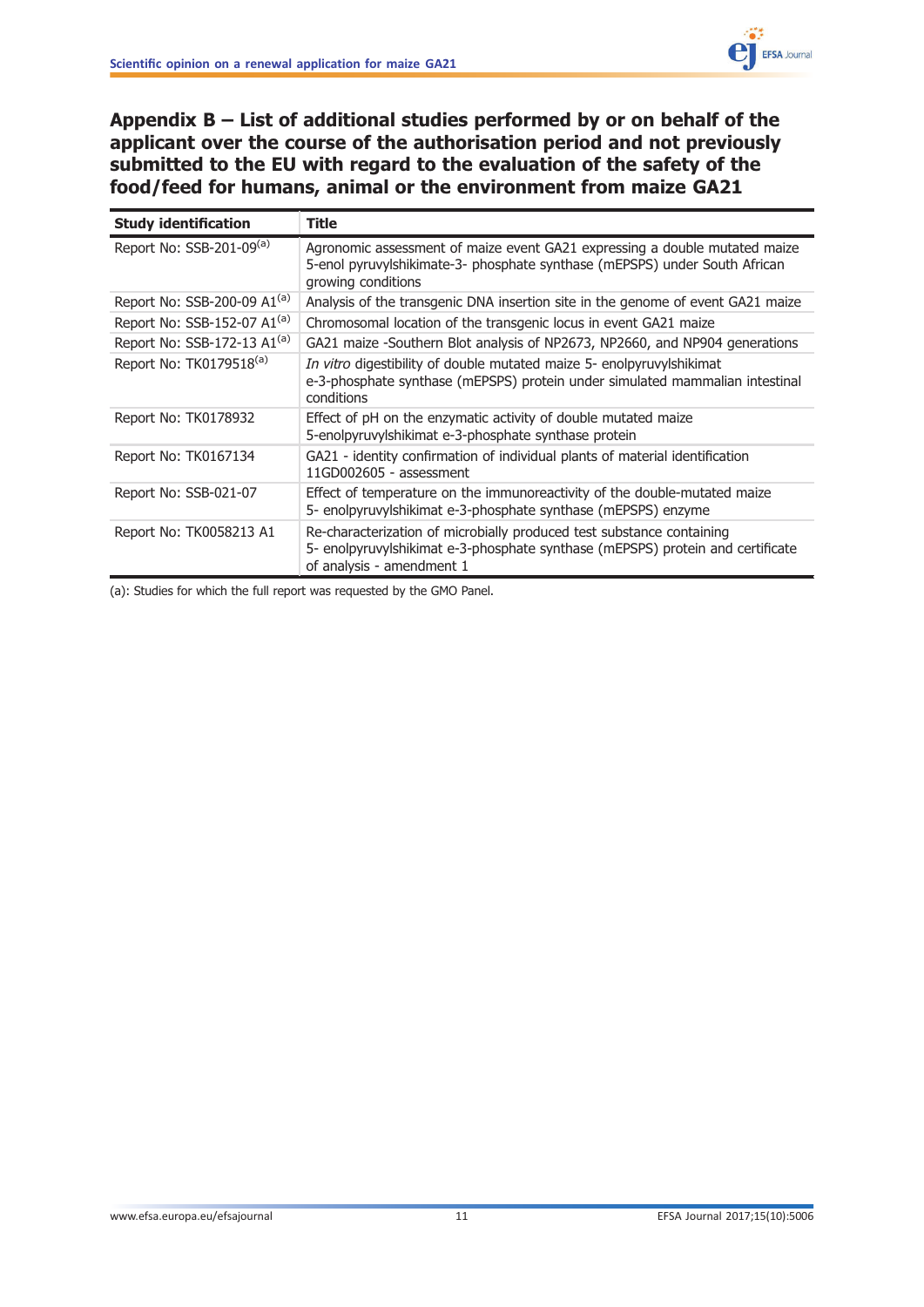## Appendix B – List of additional studies performed by or on behalf of the applicant over the course of the authorisation period and not previously submitted to the EU with regard to the evaluation of the safety of the food/feed for humans, animal or the environment from maize GA21

| Study identification | Title |
|---|---|
| Report No: SSB-201-09[(a)] | Agronomic assessment of maize event GA21 expressing a double mutated maize 5-enol pyruvylshikimate-3- phosphate synthase (mEPSPS) under South African growing conditions |
| Report No: SSB-200-09 A1[(a)] | Analysis of the transgenic DNA insertion site in the genome of event GA21 maize |
| Report No: SSB-152-07 A1[(a)] | Chromosomal location of the transgenic locus in event GA21 maize |
| Report No: SSB-172-13 A1[(a)] | GA21 maize -Southern Blot analysis of NP2673, NP2660, and NP904 generations |
| Report No: TK0179518[(a)] | *In vitro* digestibility of double mutated maize 5- enolpyruvylshikimat e-3-phosphate synthase (mEPSPS) protein under simulated mammalian intestinal conditions |
| Report No: TK0178932 | Effect of pH on the enzymatic activity of double mutated maize 5-enolpyruvylshikimat e-3-phosphate synthase protein |
| Report No: TK0167134 | GA21 - identity confirmation of individual plants of material identification 11GD002605 - assessment |
| Report No: SSB-021-07 | Effect of temperature on the immunoreactivity of the double-mutated maize 5- enolpyruvylshikimat e-3-phosphate synthase (mEPSPS) enzyme |
| Report No: TK0058213 A1 | Re-characterization of microbially produced test substance containing 5- enolpyruvylshikimat e-3-phosphate synthase (mEPSPS) protein and certificate of analysis - amendment 1 |

(a): Studies for which the full report was requested by the GMO Panel.